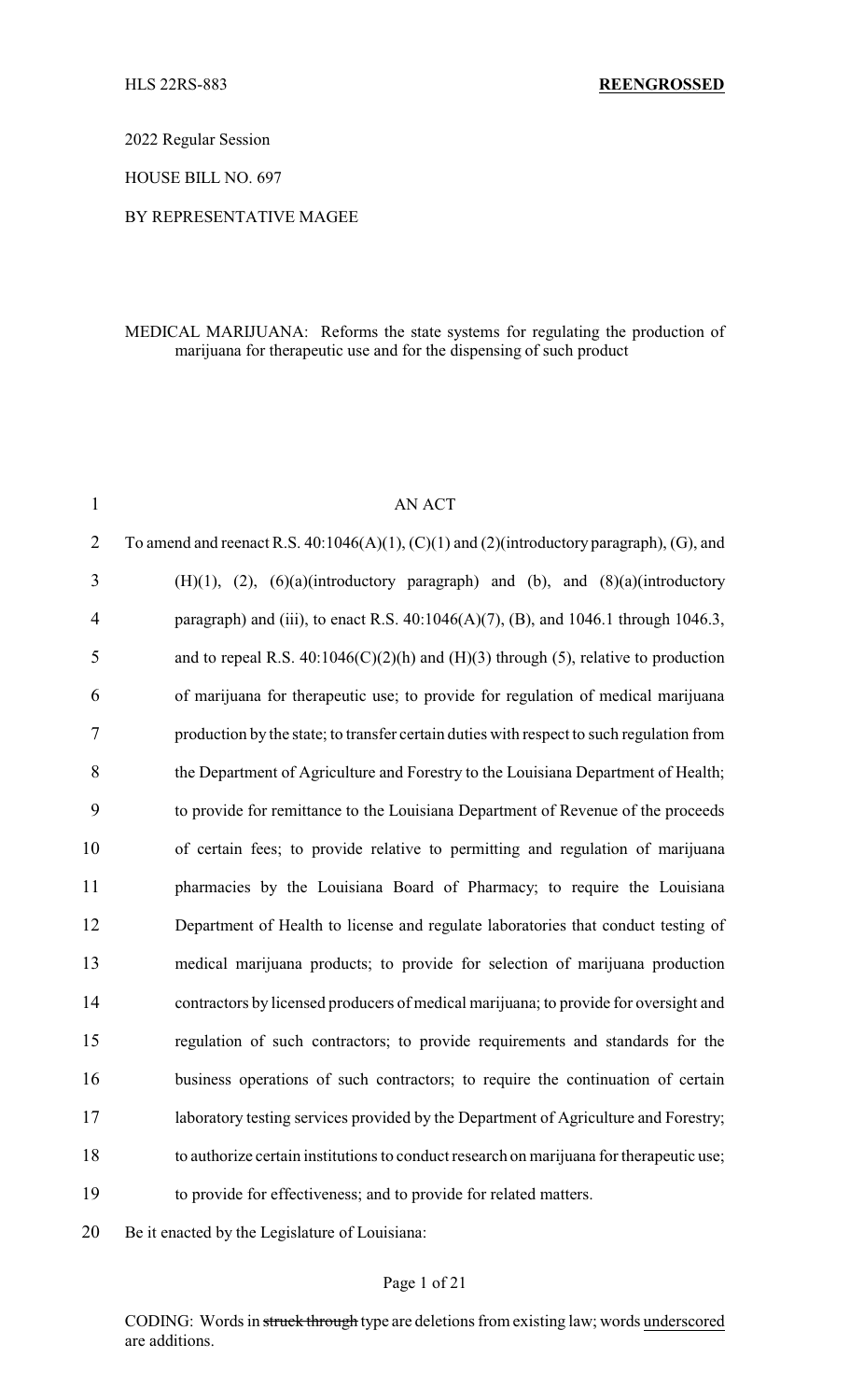HLS 22RS-883 **REENGROSSED**

2022 Regular Session

HOUSE BILL NO. 697

BY REPRESENTATIVE MAGEE

MEDICAL MARIJUANA: Reforms the state systems for regulating the production of marijuana for therapeutic use and for the dispensing of such product

AN ACT

To amend and reenact R.S. 40:1046(A)(1), (C)(1) and (2)(introductory paragraph), (G), and (H)(1), (2), (6)(a)(introductory paragraph) and (b), and (8)(a)(introductory paragraph) and (iii), to enact R.S. 40:1046(A)(7), (B), and 1046.1 through 1046.3, and to repeal R.S. 40:1046(C)(2)(h) and (H)(3) through (5), relative to production of marijuana for therapeutic use; to provide for regulation of medical marijuana production by the state; to transfer certain duties with respect to such regulation from the Department of Agriculture and Forestry to the Louisiana Department of Health; to provide for remittance to the Louisiana Department of Revenue of the proceeds of certain fees; to provide relative to permitting and regulation of marijuana pharmacies by the Louisiana Board of Pharmacy; to require the Louisiana Department of Health to license and regulate laboratories that conduct testing of medical marijuana products; to provide for selection of marijuana production contractors by licensed producers of medical marijuana; to provide for oversight and regulation of such contractors; to provide requirements and standards for the business operations of such contractors; to require the continuation of certain laboratory testing services provided by the Department of Agriculture and Forestry; to authorize certain institutions to conduct research on marijuana for therapeutic use; to provide for effectiveness; and to provide for related matters.

Be it enacted by the Legislature of Louisiana:

CODING: Words in ~~struck through~~ type are deletions from existing law; words <u>underscored</u> are additions.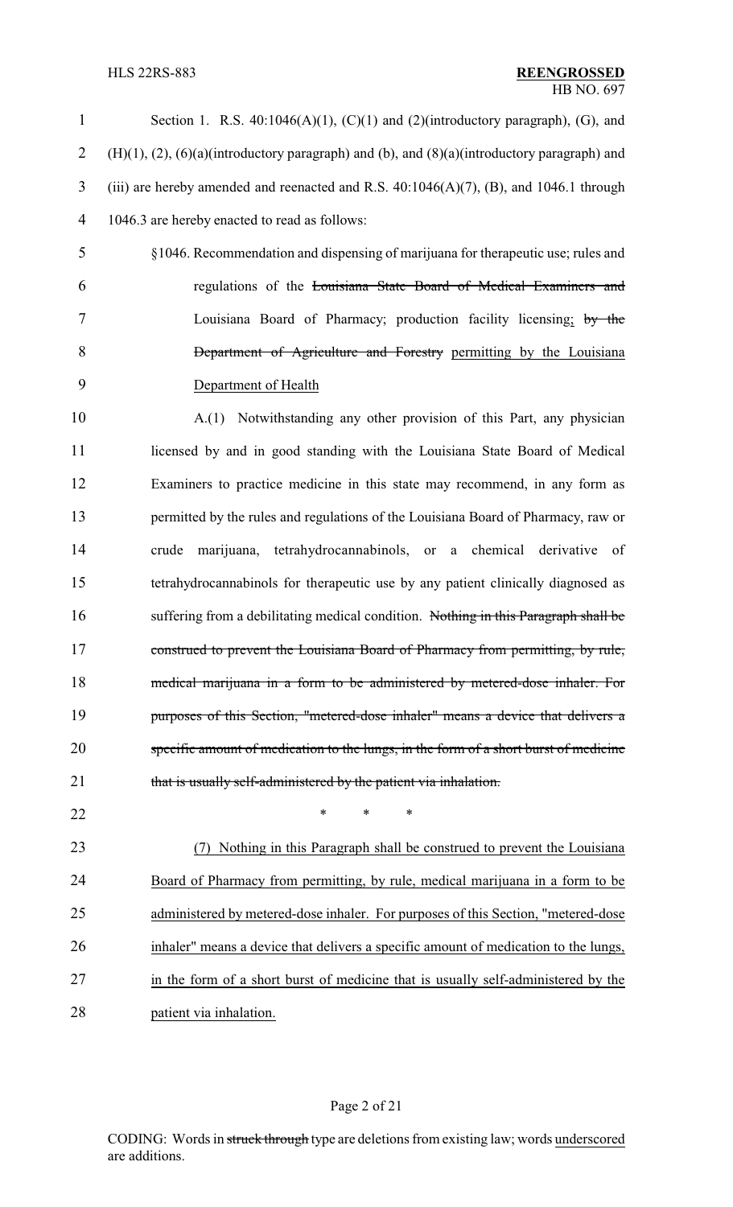Section 1. R.S. 40:1046(A)(1), (C)(1) and (2)(introductory paragraph), (G), and (H)(1), (2), (6)(a)(introductory paragraph) and (b), and (8)(a)(introductory paragraph) and (iii) are hereby amended and reenacted and R.S. 40:1046(A)(7), (B), and 1046.1 through 1046.3 are hereby enacted to read as follows:

§1046. Recommendation and dispensing of marijuana for therapeutic use; rules and regulations of the ~~Louisiana State Board of Medical Examiners and~~ Louisiana Board of Pharmacy; production facility licensing<u>;</u> ~~by the Department of Agriculture and Forestry~~ <u>permitting by the Louisiana Department of Health</u>

A.(1) Notwithstanding any other provision of this Part, any physician licensed by and in good standing with the Louisiana State Board of Medical Examiners to practice medicine in this state may recommend, in any form as permitted by the rules and regulations of the Louisiana Board of Pharmacy, raw or crude marijuana, tetrahydrocannabinols, or a chemical derivative of tetrahydrocannabinols for therapeutic use by any patient clinically diagnosed as suffering from a debilitating medical condition. ~~Nothing in this Paragraph shall be construed to prevent the Louisiana Board of Pharmacy from permitting, by rule, medical marijuana in a form to be administered by metered-dose inhaler. For purposes of this Section, "metered-dose inhaler" means a device that delivers a specific amount of medication to the lungs, in the form of a short burst of medicine that is usually self-administered by the patient via inhalation.~~

\* \* \*

<u>(7) Nothing in this Paragraph shall be construed to prevent the Louisiana Board of Pharmacy from permitting, by rule, medical marijuana in a form to be administered by metered-dose inhaler. For purposes of this Section, "metered-dose inhaler" means a device that delivers a specific amount of medication to the lungs, in the form of a short burst of medicine that is usually self-administered by the patient via inhalation.</u>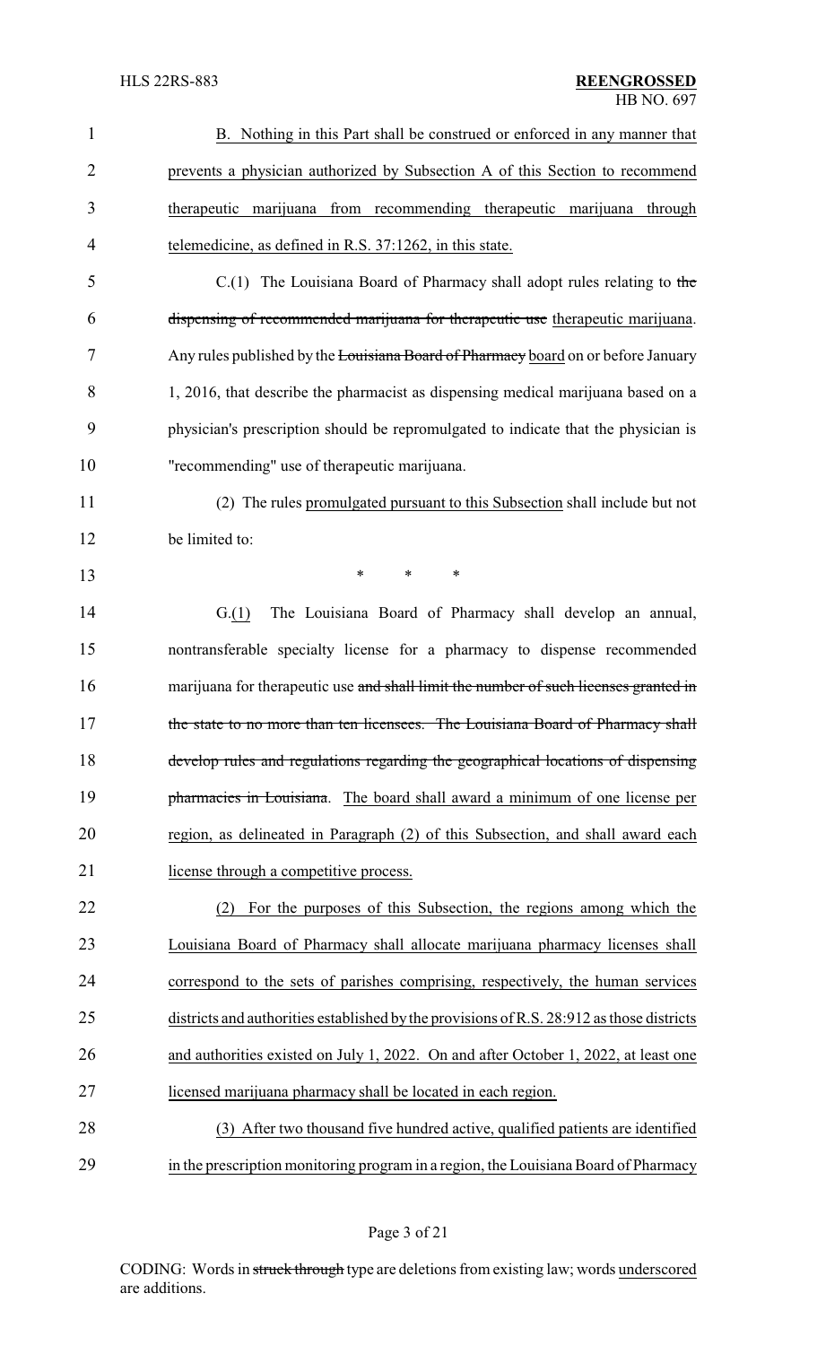B. Nothing in this Part shall be construed or enforced in any manner that prevents a physician authorized by Subsection A of this Section to recommend therapeutic marijuana from recommending therapeutic marijuana through telemedicine, as defined in R.S. 37:1262, in this state.

C.(1) The Louisiana Board of Pharmacy shall adopt rules relating to ~~the dispensing of recommended marijuana for therapeutic use~~ therapeutic marijuana. Any rules published by the ~~Louisiana Board of Pharmacy~~ board on or before January 1, 2016, that describe the pharmacist as dispensing medical marijuana based on a physician's prescription should be repromulgated to indicate that the physician is "recommending" use of therapeutic marijuana.

(2) The rules promulgated pursuant to this Subsection shall include but not be limited to:

\* \* \*

G.(1) The Louisiana Board of Pharmacy shall develop an annual, nontransferable specialty license for a pharmacy to dispense recommended marijuana for therapeutic use ~~and shall limit the number of such licenses granted in the state to no more than ten licensees. The Louisiana Board of Pharmacy shall develop rules and regulations regarding the geographical locations of dispensing pharmacies in Louisiana~~. The board shall award a minimum of one license per region, as delineated in Paragraph (2) of this Subsection, and shall award each license through a competitive process.

(2) For the purposes of this Subsection, the regions among which the Louisiana Board of Pharmacy shall allocate marijuana pharmacy licenses shall correspond to the sets of parishes comprising, respectively, the human services districts and authorities established by the provisions of R.S. 28:912 as those districts and authorities existed on July 1, 2022. On and after October 1, 2022, at least one licensed marijuana pharmacy shall be located in each region.

(3) After two thousand five hundred active, qualified patients are identified in the prescription monitoring program in a region, the Louisiana Board of Pharmacy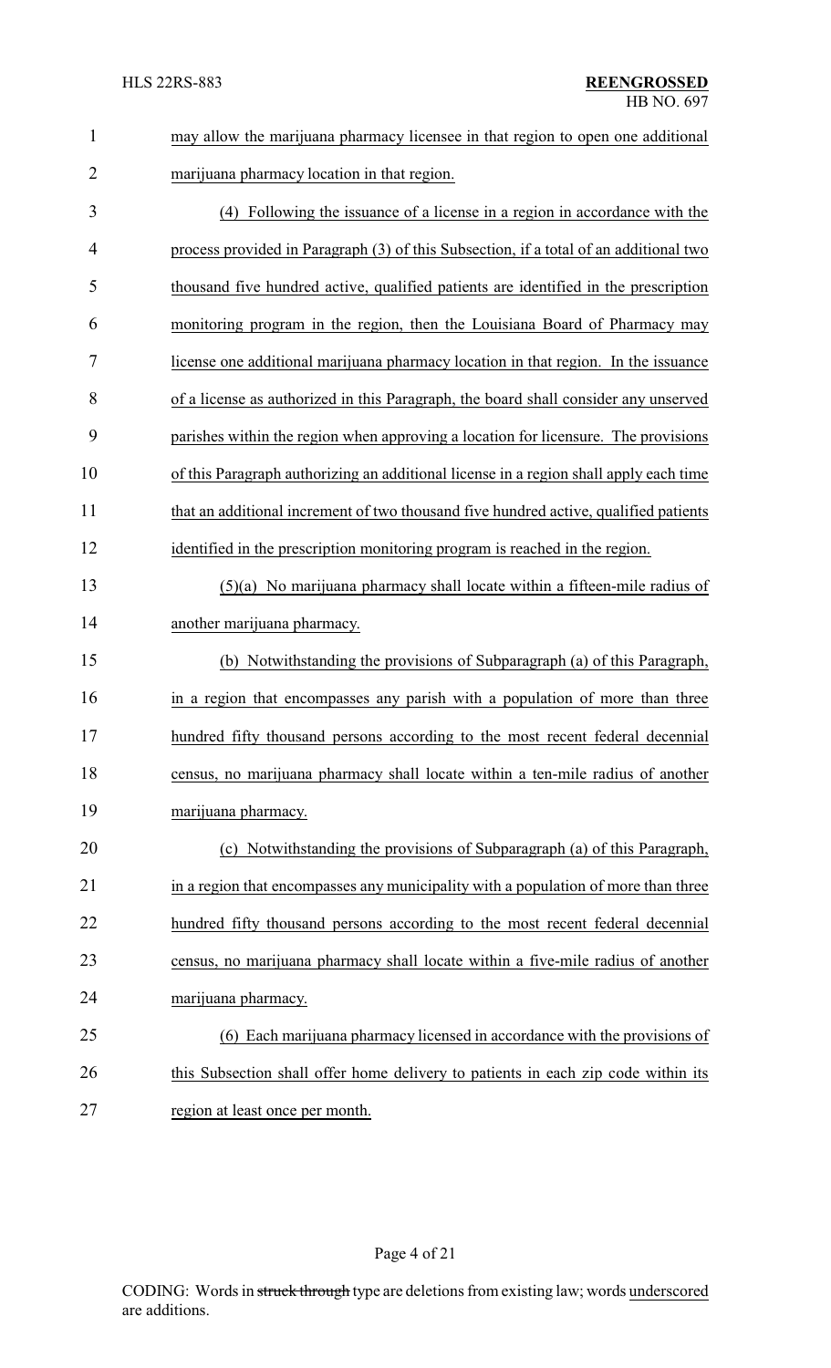may allow the marijuana pharmacy licensee in that region to open one additional marijuana pharmacy location in that region.

(4) Following the issuance of a license in a region in accordance with the process provided in Paragraph (3) of this Subsection, if a total of an additional two thousand five hundred active, qualified patients are identified in the prescription monitoring program in the region, then the Louisiana Board of Pharmacy may license one additional marijuana pharmacy location in that region. In the issuance of a license as authorized in this Paragraph, the board shall consider any unserved parishes within the region when approving a location for licensure. The provisions of this Paragraph authorizing an additional license in a region shall apply each time that an additional increment of two thousand five hundred active, qualified patients identified in the prescription monitoring program is reached in the region.

(5)(a) No marijuana pharmacy shall locate within a fifteen-mile radius of another marijuana pharmacy.

(b) Notwithstanding the provisions of Subparagraph (a) of this Paragraph, in a region that encompasses any parish with a population of more than three hundred fifty thousand persons according to the most recent federal decennial census, no marijuana pharmacy shall locate within a ten-mile radius of another marijuana pharmacy.

(c) Notwithstanding the provisions of Subparagraph (a) of this Paragraph, in a region that encompasses any municipality with a population of more than three hundred fifty thousand persons according to the most recent federal decennial census, no marijuana pharmacy shall locate within a five-mile radius of another marijuana pharmacy.

(6) Each marijuana pharmacy licensed in accordance with the provisions of this Subsection shall offer home delivery to patients in each zip code within its region at least once per month.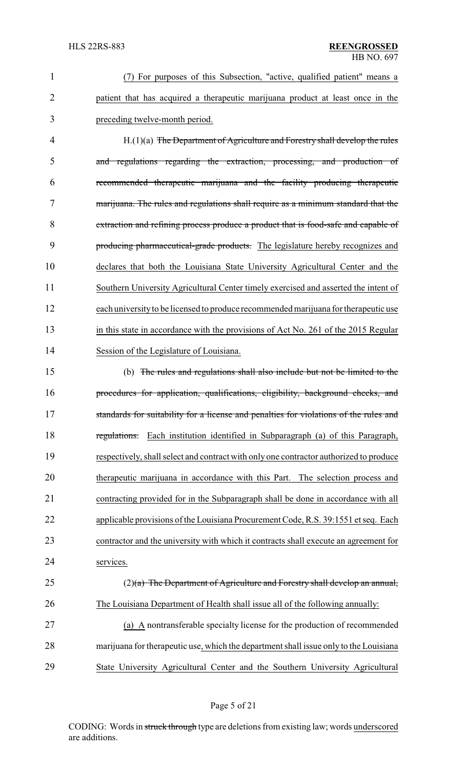(7) For purposes of this Subsection, "active, qualified patient" means a patient that has acquired a therapeutic marijuana product at least once in the preceding twelve-month period.

H.(1)(a) ~~The Department of Agriculture and Forestry shall develop the rules and regulations regarding the extraction, processing, and production of recommended therapeutic marijuana and the facility producing therapeutic marijuana. The rules and regulations shall require as a minimum standard that the extraction and refining process produce a product that is food-safe and capable of producing pharmaceutical-grade products.~~ The legislature hereby recognizes and declares that both the Louisiana State University Agricultural Center and the Southern University Agricultural Center timely exercised and asserted the intent of each university to be licensed to produce recommended marijuana for therapeutic use in this state in accordance with the provisions of Act No. 261 of the 2015 Regular Session of the Legislature of Louisiana.

(b) ~~The rules and regulations shall also include but not be limited to the procedures for application, qualifications, eligibility, background checks, and standards for suitability for a license and penalties for violations of the rules and regulations.~~ Each institution identified in Subparagraph (a) of this Paragraph, respectively, shall select and contract with only one contractor authorized to produce therapeutic marijuana in accordance with this Part. The selection process and contracting provided for in the Subparagraph shall be done in accordance with all applicable provisions of the Louisiana Procurement Code, R.S. 39:1551 et seq. Each contractor and the university with which it contracts shall execute an agreement for services.

(2)~~(a) The Department of Agriculture and Forestry shall develop an annual,~~ The Louisiana Department of Health shall issue all of the following annually:

(a) A nontransferable specialty license for the production of recommended marijuana for therapeutic use, which the department shall issue only to the Louisiana State University Agricultural Center and the Southern University Agricultural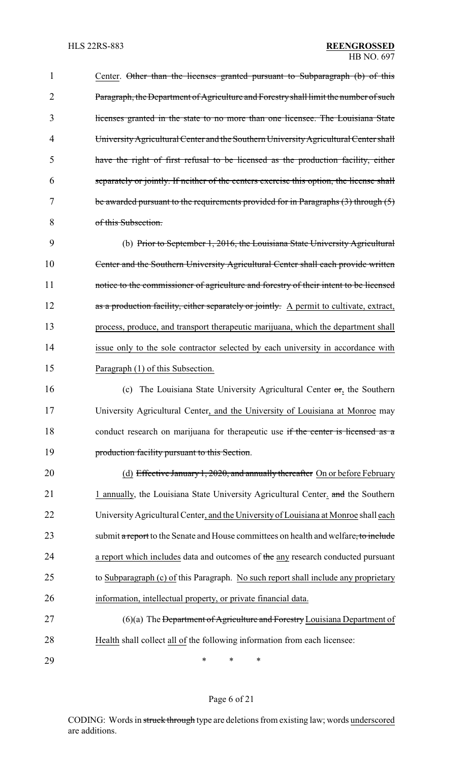Center. ~~Other than the licenses granted pursuant to Subparagraph (b) of this Paragraph, the Department of Agriculture and Forestry shall limit the number of such licenses granted in the state to no more than one licensee. The Louisiana State University Agricultural Center and the Southern University Agricultural Center shall have the right of first refusal to be licensed as the production facility, either separately or jointly. If neither of the centers exercise this option, the license shall be awarded pursuant to the requirements provided for in Paragraphs (3) through (5) of this Subsection.~~

(b) ~~Prior to September 1, 2016, the Louisiana State University Agricultural Center and the Southern University Agricultural Center shall each provide written notice to the commissioner of agriculture and forestry of their intent to be licensed as a production facility, either separately or jointly.~~ <u>A permit to cultivate, extract, process, produce, and transport therapeutic marijuana, which the department shall issue only to the sole contractor selected by each university in accordance with Paragraph (1) of this Subsection.</u>

(c) The Louisiana State University Agricultural Center ~~or~~<u>,</u> the Southern University Agricultural Center<u>, and the University of Louisiana at Monroe</u> may conduct research on marijuana for therapeutic use ~~if the center is licensed as a production facility pursuant to this Section~~.

<u>(d)</u> ~~Effective January 1, 2020, and annually thereafter~~ <u>On or before February 1 annually</u>, the Louisiana State University Agricultural Center<u>,</u> ~~and~~ the Southern University Agricultural Center<u>, and the University of Louisiana at Monroe</u> shall <u>each</u> submit ~~a report~~ to the Senate and House committees on health and welfare~~, to include~~ <u>a report which includes</u> data and outcomes of ~~the~~ <u>any</u> research conducted pursuant to <u>Subparagraph (c) of</u> this Paragraph. <u>No such report shall include any proprietary information, intellectual property, or private financial data.</u>

(6)(a) The ~~Department of Agriculture and Forestry~~ <u>Louisiana Department of Health</u> shall collect <u>all of</u> the following information from each licensee:

\* \* \*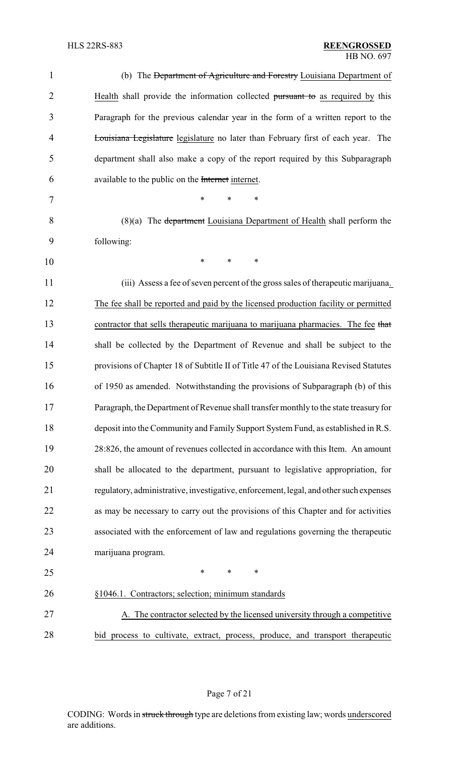(b) The ~~Department of Agriculture and Forestry~~ Louisiana Department of Health shall provide the information collected ~~pursuant to~~ as required by this Paragraph for the previous calendar year in the form of a written report to the ~~Louisiana Legislature~~ legislature no later than February first of each year. The department shall also make a copy of the report required by this Subparagraph available to the public on the ~~Internet~~ internet.

\* \* \*

(8)(a) The ~~department~~ Louisiana Department of Health shall perform the following:

\* \* \*

(iii) Assess a fee of seven percent of the gross sales of therapeutic marijuana. The fee shall be reported and paid by the licensed production facility or permitted contractor that sells therapeutic marijuana to marijuana pharmacies. The fee ~~that~~ shall be collected by the Department of Revenue and shall be subject to the provisions of Chapter 18 of Subtitle II of Title 47 of the Louisiana Revised Statutes of 1950 as amended. Notwithstanding the provisions of Subparagraph (b) of this Paragraph, the Department of Revenue shall transfer monthly to the state treasury for deposit into the Community and Family Support System Fund, as established in R.S. 28:826, the amount of revenues collected in accordance with this Item. An amount shall be allocated to the department, pursuant to legislative appropriation, for regulatory, administrative, investigative, enforcement, legal, and other such expenses as may be necessary to carry out the provisions of this Chapter and for activities associated with the enforcement of law and regulations governing the therapeutic marijuana program.

\* \* \*

§1046.1. Contractors; selection; minimum standards

A. The contractor selected by the licensed university through a competitive bid process to cultivate, extract, process, produce, and transport therapeutic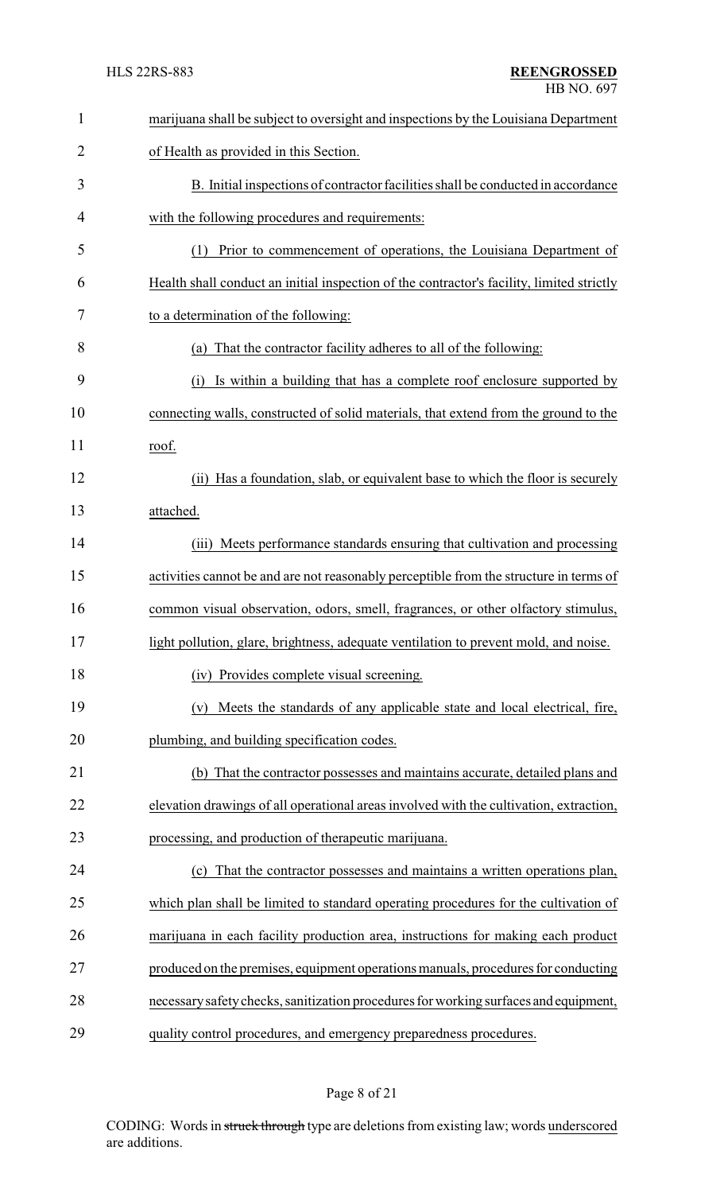marijuana shall be subject to oversight and inspections by the Louisiana Department of Health as provided in this Section.

B. Initial inspections of contractor facilities shall be conducted in accordance with the following procedures and requirements:

(1) Prior to commencement of operations, the Louisiana Department of Health shall conduct an initial inspection of the contractor's facility, limited strictly to a determination of the following:

(a) That the contractor facility adheres to all of the following:

(i) Is within a building that has a complete roof enclosure supported by connecting walls, constructed of solid materials, that extend from the ground to the roof.

(ii) Has a foundation, slab, or equivalent base to which the floor is securely attached.

(iii) Meets performance standards ensuring that cultivation and processing activities cannot be and are not reasonably perceptible from the structure in terms of common visual observation, odors, smell, fragrances, or other olfactory stimulus, light pollution, glare, brightness, adequate ventilation to prevent mold, and noise.

(iv) Provides complete visual screening.

(v) Meets the standards of any applicable state and local electrical, fire, plumbing, and building specification codes.

(b) That the contractor possesses and maintains accurate, detailed plans and elevation drawings of all operational areas involved with the cultivation, extraction, processing, and production of therapeutic marijuana.

(c) That the contractor possesses and maintains a written operations plan, which plan shall be limited to standard operating procedures for the cultivation of marijuana in each facility production area, instructions for making each product produced on the premises, equipment operations manuals, procedures for conducting necessary safety checks, sanitization procedures for working surfaces and equipment, quality control procedures, and emergency preparedness procedures.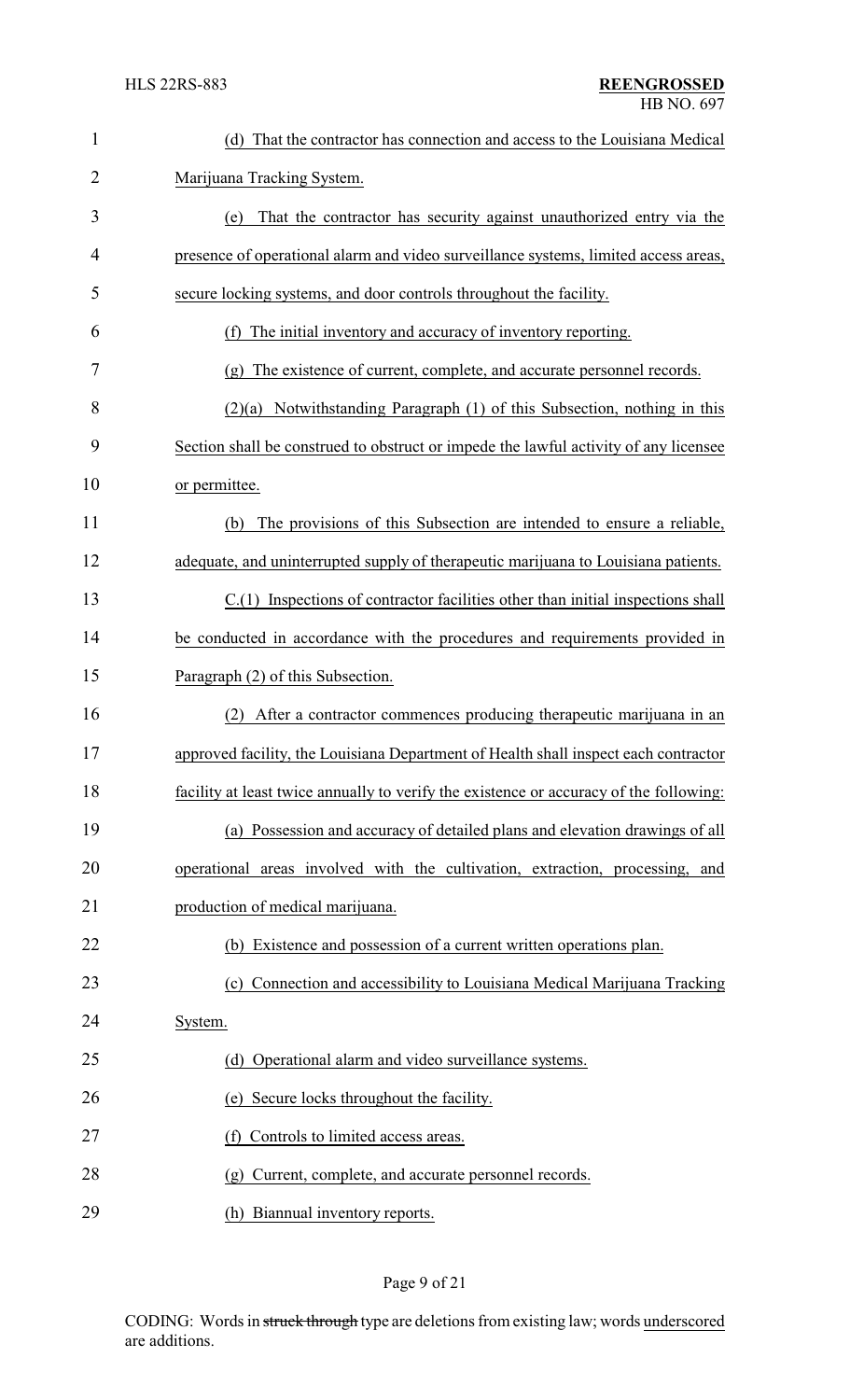(d) That the contractor has connection and access to the Louisiana Medical Marijuana Tracking System.

(e) That the contractor has security against unauthorized entry via the presence of operational alarm and video surveillance systems, limited access areas, secure locking systems, and door controls throughout the facility.

(f) The initial inventory and accuracy of inventory reporting.

(g) The existence of current, complete, and accurate personnel records.

(2)(a) Notwithstanding Paragraph (1) of this Subsection, nothing in this Section shall be construed to obstruct or impede the lawful activity of any licensee or permittee.

(b) The provisions of this Subsection are intended to ensure a reliable, adequate, and uninterrupted supply of therapeutic marijuana to Louisiana patients.

C.(1) Inspections of contractor facilities other than initial inspections shall be conducted in accordance with the procedures and requirements provided in Paragraph (2) of this Subsection.

(2) After a contractor commences producing therapeutic marijuana in an approved facility, the Louisiana Department of Health shall inspect each contractor facility at least twice annually to verify the existence or accuracy of the following:

(a) Possession and accuracy of detailed plans and elevation drawings of all operational areas involved with the cultivation, extraction, processing, and production of medical marijuana.

(b) Existence and possession of a current written operations plan.

(c) Connection and accessibility to Louisiana Medical Marijuana Tracking System.

(d) Operational alarm and video surveillance systems.

(e) Secure locks throughout the facility.

(f) Controls to limited access areas.

(g) Current, complete, and accurate personnel records.

(h) Biannual inventory reports.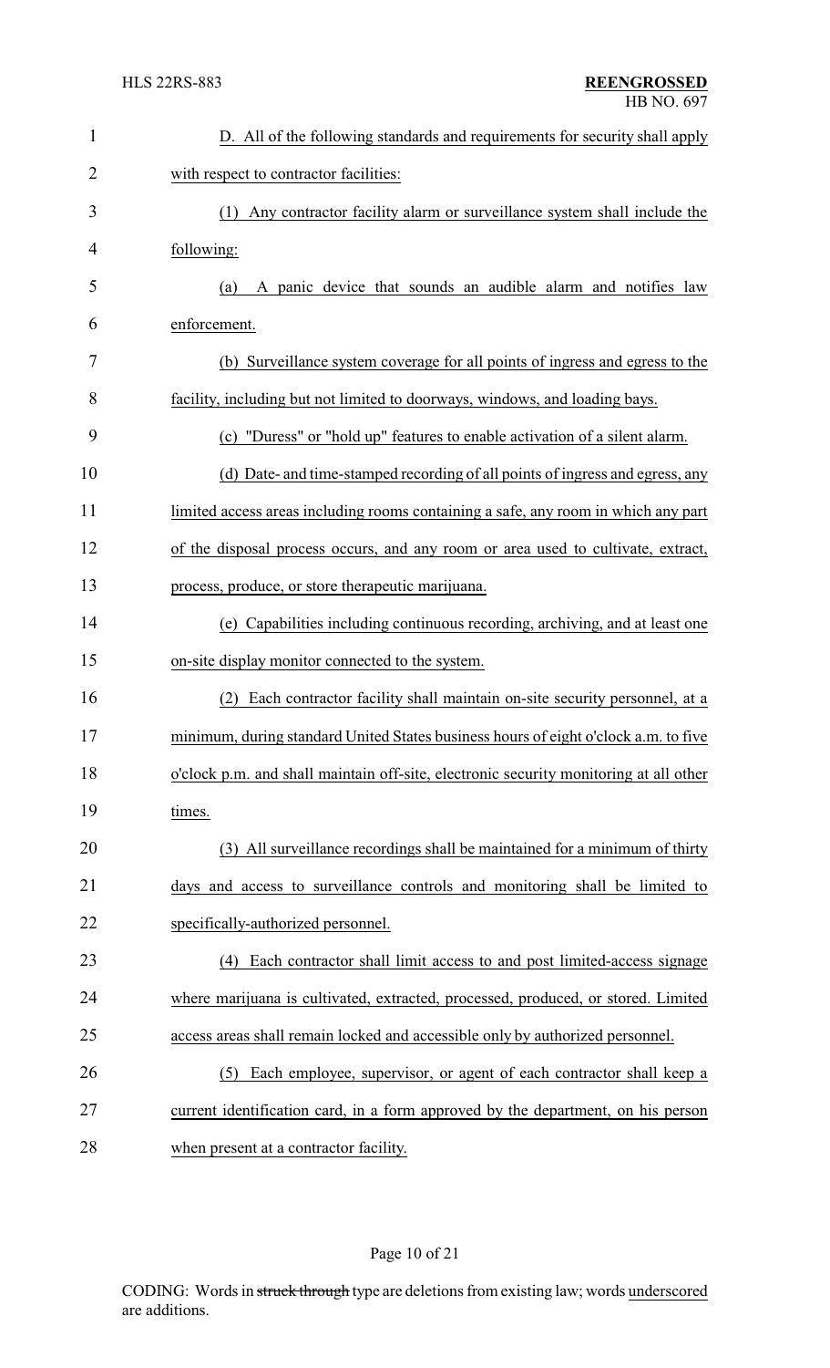D. All of the following standards and requirements for security shall apply with respect to contractor facilities:

(1) Any contractor facility alarm or surveillance system shall include the following:

(a) A panic device that sounds an audible alarm and notifies law enforcement.

(b) Surveillance system coverage for all points of ingress and egress to the facility, including but not limited to doorways, windows, and loading bays.

(c) "Duress" or "hold up" features to enable activation of a silent alarm.

(d) Date- and time-stamped recording of all points of ingress and egress, any limited access areas including rooms containing a safe, any room in which any part of the disposal process occurs, and any room or area used to cultivate, extract, process, produce, or store therapeutic marijuana.

(e) Capabilities including continuous recording, archiving, and at least one on-site display monitor connected to the system.

(2) Each contractor facility shall maintain on-site security personnel, at a minimum, during standard United States business hours of eight o'clock a.m. to five o'clock p.m. and shall maintain off-site, electronic security monitoring at all other times.

(3) All surveillance recordings shall be maintained for a minimum of thirty days and access to surveillance controls and monitoring shall be limited to specifically-authorized personnel.

(4) Each contractor shall limit access to and post limited-access signage where marijuana is cultivated, extracted, processed, produced, or stored. Limited access areas shall remain locked and accessible only by authorized personnel.

(5) Each employee, supervisor, or agent of each contractor shall keep a current identification card, in a form approved by the department, on his person when present at a contractor facility.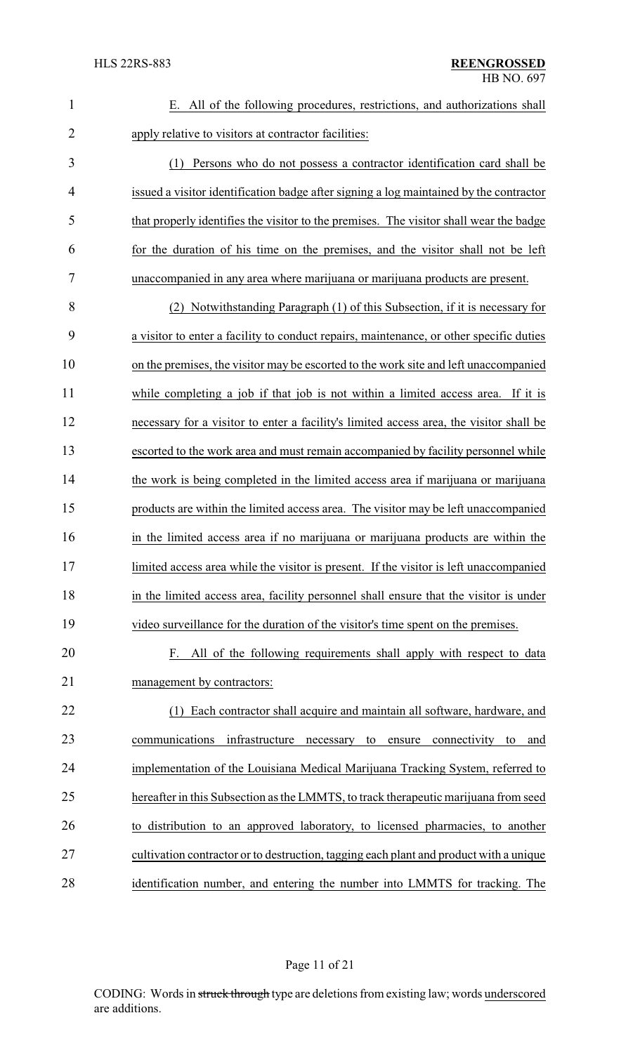E. All of the following procedures, restrictions, and authorizations shall apply relative to visitors at contractor facilities:

(1) Persons who do not possess a contractor identification card shall be issued a visitor identification badge after signing a log maintained by the contractor that properly identifies the visitor to the premises. The visitor shall wear the badge for the duration of his time on the premises, and the visitor shall not be left unaccompanied in any area where marijuana or marijuana products are present.

(2) Notwithstanding Paragraph (1) of this Subsection, if it is necessary for a visitor to enter a facility to conduct repairs, maintenance, or other specific duties on the premises, the visitor may be escorted to the work site and left unaccompanied while completing a job if that job is not within a limited access area. If it is necessary for a visitor to enter a facility's limited access area, the visitor shall be escorted to the work area and must remain accompanied by facility personnel while the work is being completed in the limited access area if marijuana or marijuana products are within the limited access area. The visitor may be left unaccompanied in the limited access area if no marijuana or marijuana products are within the limited access area while the visitor is present. If the visitor is left unaccompanied in the limited access area, facility personnel shall ensure that the visitor is under video surveillance for the duration of the visitor's time spent on the premises.

F. All of the following requirements shall apply with respect to data management by contractors:

(1) Each contractor shall acquire and maintain all software, hardware, and communications infrastructure necessary to ensure connectivity to and implementation of the Louisiana Medical Marijuana Tracking System, referred to hereafter in this Subsection as the LMMTS, to track therapeutic marijuana from seed to distribution to an approved laboratory, to licensed pharmacies, to another cultivation contractor or to destruction, tagging each plant and product with a unique identification number, and entering the number into LMMTS for tracking. The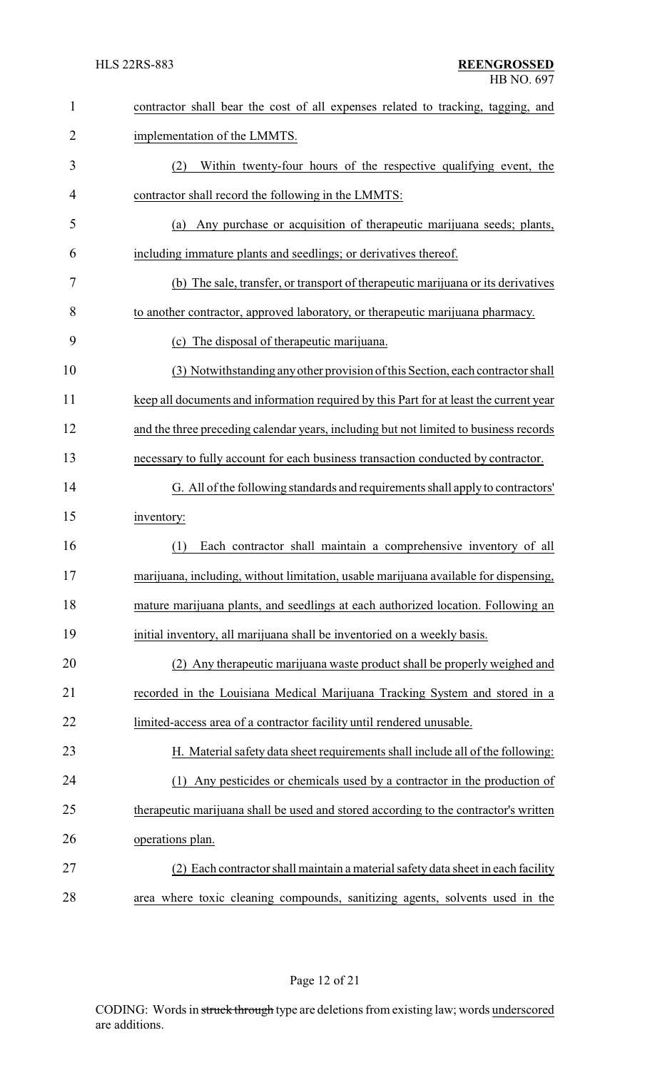contractor shall bear the cost of all expenses related to tracking, tagging, and implementation of the LMMTS.

(2) Within twenty-four hours of the respective qualifying event, the contractor shall record the following in the LMMTS:

(a) Any purchase or acquisition of therapeutic marijuana seeds; plants, including immature plants and seedlings; or derivatives thereof.

(b) The sale, transfer, or transport of therapeutic marijuana or its derivatives to another contractor, approved laboratory, or therapeutic marijuana pharmacy.

(c) The disposal of therapeutic marijuana.

(3) Notwithstanding any other provision of this Section, each contractor shall keep all documents and information required by this Part for at least the current year and the three preceding calendar years, including but not limited to business records necessary to fully account for each business transaction conducted by contractor.

G. All of the following standards and requirements shall apply to contractors' inventory:

(1) Each contractor shall maintain a comprehensive inventory of all marijuana, including, without limitation, usable marijuana available for dispensing, mature marijuana plants, and seedlings at each authorized location. Following an initial inventory, all marijuana shall be inventoried on a weekly basis.

(2) Any therapeutic marijuana waste product shall be properly weighed and recorded in the Louisiana Medical Marijuana Tracking System and stored in a limited-access area of a contractor facility until rendered unusable.

H. Material safety data sheet requirements shall include all of the following:

(1) Any pesticides or chemicals used by a contractor in the production of therapeutic marijuana shall be used and stored according to the contractor's written operations plan.

(2) Each contractor shall maintain a material safety data sheet in each facility area where toxic cleaning compounds, sanitizing agents, solvents used in the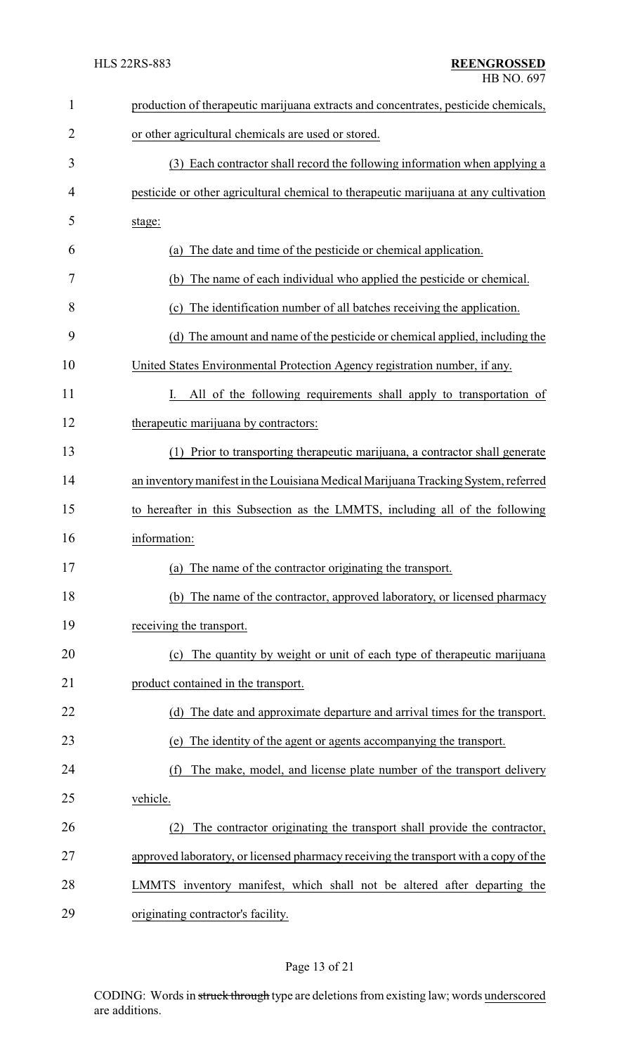production of therapeutic marijuana extracts and concentrates, pesticide chemicals, or other agricultural chemicals are used or stored.

(3) Each contractor shall record the following information when applying a pesticide or other agricultural chemical to therapeutic marijuana at any cultivation stage:

(a) The date and time of the pesticide or chemical application.

(b) The name of each individual who applied the pesticide or chemical.

(c) The identification number of all batches receiving the application.

(d) The amount and name of the pesticide or chemical applied, including the United States Environmental Protection Agency registration number, if any.

I. All of the following requirements shall apply to transportation of therapeutic marijuana by contractors:

(1) Prior to transporting therapeutic marijuana, a contractor shall generate an inventory manifest in the Louisiana Medical Marijuana Tracking System, referred to hereafter in this Subsection as the LMMTS, including all of the following information:

(a) The name of the contractor originating the transport.

(b) The name of the contractor, approved laboratory, or licensed pharmacy receiving the transport.

(c) The quantity by weight or unit of each type of therapeutic marijuana product contained in the transport.

(d) The date and approximate departure and arrival times for the transport.

(e) The identity of the agent or agents accompanying the transport.

(f) The make, model, and license plate number of the transport delivery vehicle.

(2) The contractor originating the transport shall provide the contractor, approved laboratory, or licensed pharmacy receiving the transport with a copy of the LMMTS inventory manifest, which shall not be altered after departing the originating contractor's facility.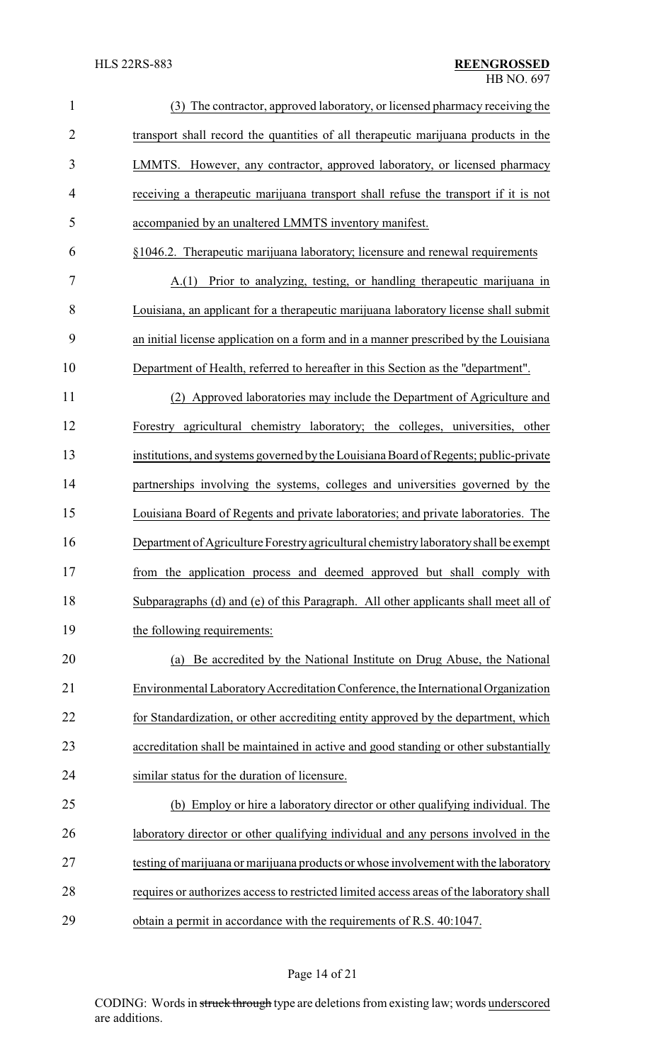(3) The contractor, approved laboratory, or licensed pharmacy receiving the transport shall record the quantities of all therapeutic marijuana products in the LMMTS. However, any contractor, approved laboratory, or licensed pharmacy receiving a therapeutic marijuana transport shall refuse the transport if it is not accompanied by an unaltered LMMTS inventory manifest.

§1046.2. Therapeutic marijuana laboratory; licensure and renewal requirements

A.(1) Prior to analyzing, testing, or handling therapeutic marijuana in Louisiana, an applicant for a therapeutic marijuana laboratory license shall submit an initial license application on a form and in a manner prescribed by the Louisiana Department of Health, referred to hereafter in this Section as the "department".

(2) Approved laboratories may include the Department of Agriculture and Forestry agricultural chemistry laboratory; the colleges, universities, other institutions, and systems governed by the Louisiana Board of Regents; public-private partnerships involving the systems, colleges and universities governed by the Louisiana Board of Regents and private laboratories; and private laboratories. The Department of Agriculture Forestry agricultural chemistry laboratory shall be exempt from the application process and deemed approved but shall comply with Subparagraphs (d) and (e) of this Paragraph. All other applicants shall meet all of the following requirements:

(a) Be accredited by the National Institute on Drug Abuse, the National Environmental Laboratory Accreditation Conference, the International Organization for Standardization, or other accrediting entity approved by the department, which accreditation shall be maintained in active and good standing or other substantially similar status for the duration of licensure.

(b) Employ or hire a laboratory director or other qualifying individual. The laboratory director or other qualifying individual and any persons involved in the testing of marijuana or marijuana products or whose involvement with the laboratory requires or authorizes access to restricted limited access areas of the laboratory shall obtain a permit in accordance with the requirements of R.S. 40:1047.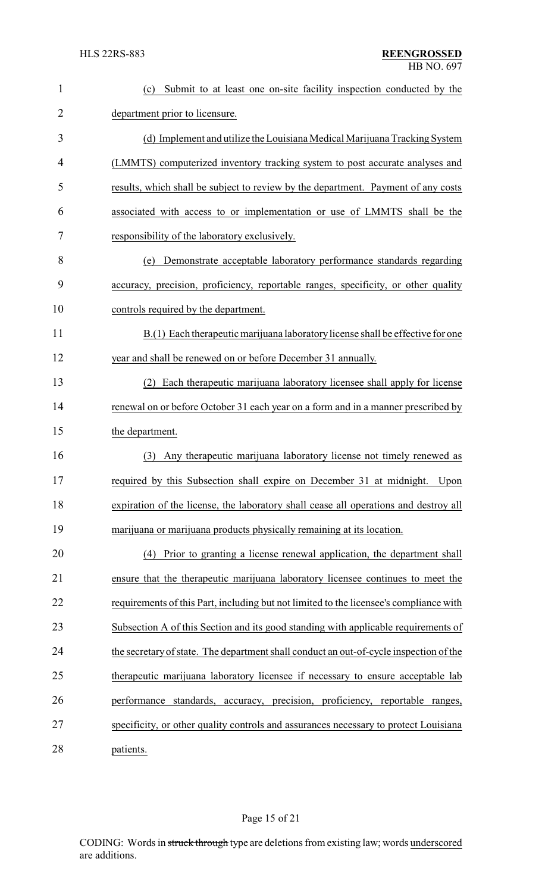(c) Submit to at least one on-site facility inspection conducted by the department prior to licensure.

(d) Implement and utilize the Louisiana Medical Marijuana Tracking System (LMMTS) computerized inventory tracking system to post accurate analyses and results, which shall be subject to review by the department. Payment of any costs associated with access to or implementation or use of LMMTS shall be the responsibility of the laboratory exclusively.

(e) Demonstrate acceptable laboratory performance standards regarding accuracy, precision, proficiency, reportable ranges, specificity, or other quality controls required by the department.

B.(1) Each therapeutic marijuana laboratory license shall be effective for one year and shall be renewed on or before December 31 annually.

(2) Each therapeutic marijuana laboratory licensee shall apply for license renewal on or before October 31 each year on a form and in a manner prescribed by the department.

(3) Any therapeutic marijuana laboratory license not timely renewed as required by this Subsection shall expire on December 31 at midnight. Upon expiration of the license, the laboratory shall cease all operations and destroy all marijuana or marijuana products physically remaining at its location.

(4) Prior to granting a license renewal application, the department shall ensure that the therapeutic marijuana laboratory licensee continues to meet the requirements of this Part, including but not limited to the licensee's compliance with Subsection A of this Section and its good standing with applicable requirements of the secretary of state. The department shall conduct an out-of-cycle inspection of the therapeutic marijuana laboratory licensee if necessary to ensure acceptable lab performance standards, accuracy, precision, proficiency, reportable ranges, specificity, or other quality controls and assurances necessary to protect Louisiana patients.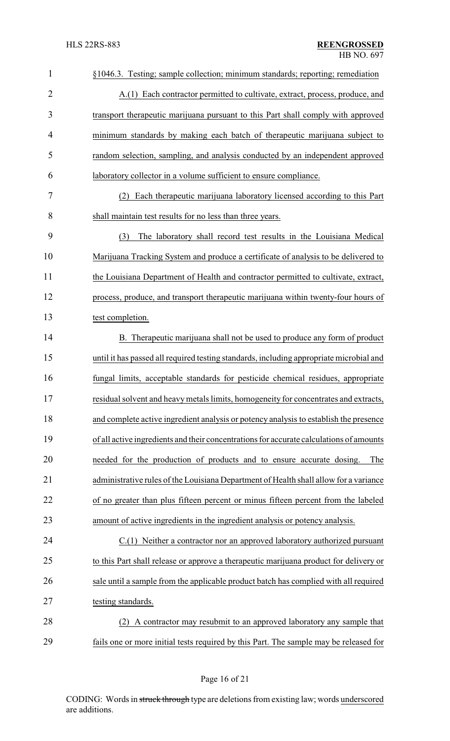§1046.3. Testing; sample collection; minimum standards; reporting; remediation

A.(1) Each contractor permitted to cultivate, extract, process, produce, and transport therapeutic marijuana pursuant to this Part shall comply with approved minimum standards by making each batch of therapeutic marijuana subject to random selection, sampling, and analysis conducted by an independent approved laboratory collector in a volume sufficient to ensure compliance.

(2) Each therapeutic marijuana laboratory licensed according to this Part shall maintain test results for no less than three years.

(3) The laboratory shall record test results in the Louisiana Medical Marijuana Tracking System and produce a certificate of analysis to be delivered to the Louisiana Department of Health and contractor permitted to cultivate, extract, process, produce, and transport therapeutic marijuana within twenty-four hours of test completion.

B. Therapeutic marijuana shall not be used to produce any form of product until it has passed all required testing standards, including appropriate microbial and fungal limits, acceptable standards for pesticide chemical residues, appropriate residual solvent and heavy metals limits, homogeneity for concentrates and extracts, and complete active ingredient analysis or potency analysis to establish the presence of all active ingredients and their concentrations for accurate calculations of amounts needed for the production of products and to ensure accurate dosing. The administrative rules of the Louisiana Department of Health shall allow for a variance of no greater than plus fifteen percent or minus fifteen percent from the labeled amount of active ingredients in the ingredient analysis or potency analysis.

C.(1) Neither a contractor nor an approved laboratory authorized pursuant to this Part shall release or approve a therapeutic marijuana product for delivery or sale until a sample from the applicable product batch has complied with all required testing standards.

(2) A contractor may resubmit to an approved laboratory any sample that fails one or more initial tests required by this Part. The sample may be released for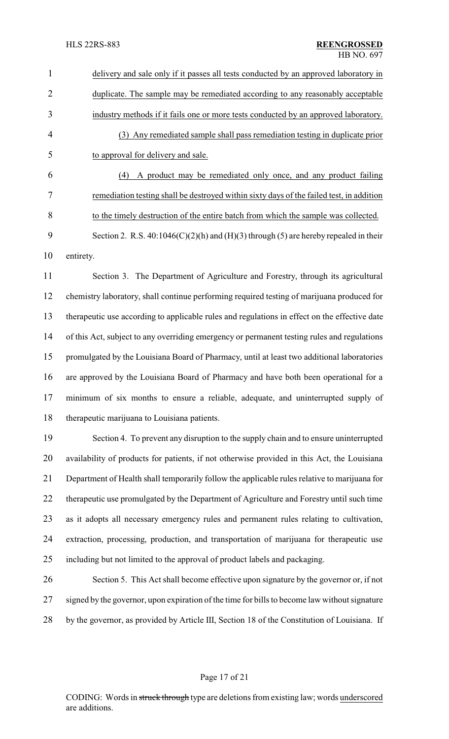delivery and sale only if it passes all tests conducted by an approved laboratory in duplicate. The sample may be remediated according to any reasonably acceptable industry methods if it fails one or more tests conducted by an approved laboratory.

(3) Any remediated sample shall pass remediation testing in duplicate prior to approval for delivery and sale.

(4) A product may be remediated only once, and any product failing remediation testing shall be destroyed within sixty days of the failed test, in addition to the timely destruction of the entire batch from which the sample was collected.

Section 2. R.S. 40:1046(C)(2)(h) and (H)(3) through (5) are hereby repealed in their entirety.

Section 3. The Department of Agriculture and Forestry, through its agricultural chemistry laboratory, shall continue performing required testing of marijuana produced for therapeutic use according to applicable rules and regulations in effect on the effective date of this Act, subject to any overriding emergency or permanent testing rules and regulations promulgated by the Louisiana Board of Pharmacy, until at least two additional laboratories are approved by the Louisiana Board of Pharmacy and have both been operational for a minimum of six months to ensure a reliable, adequate, and uninterrupted supply of therapeutic marijuana to Louisiana patients.

Section 4. To prevent any disruption to the supply chain and to ensure uninterrupted availability of products for patients, if not otherwise provided in this Act, the Louisiana Department of Health shall temporarily follow the applicable rules relative to marijuana for therapeutic use promulgated by the Department of Agriculture and Forestry until such time as it adopts all necessary emergency rules and permanent rules relating to cultivation, extraction, processing, production, and transportation of marijuana for therapeutic use including but not limited to the approval of product labels and packaging.

Section 5. This Act shall become effective upon signature by the governor or, if not signed by the governor, upon expiration of the time for bills to become law without signature by the governor, as provided by Article III, Section 18 of the Constitution of Louisiana. If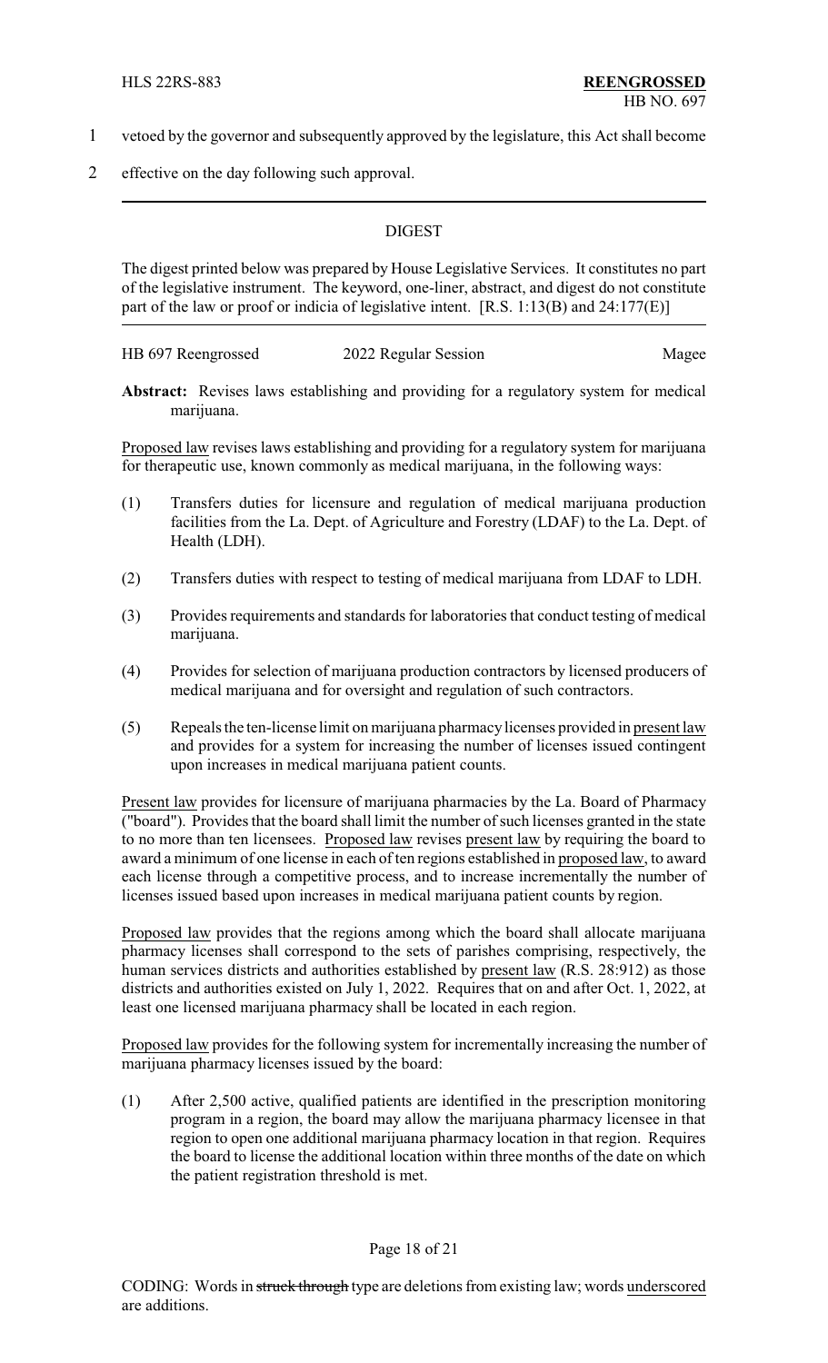vetoed by the governor and subsequently approved by the legislature, this Act shall become effective on the day following such approval.

## DIGEST

The digest printed below was prepared by House Legislative Services. It constitutes no part of the legislative instrument. The keyword, one-liner, abstract, and digest do not constitute part of the law or proof or indicia of legislative intent. [R.S. 1:13(B) and 24:177(E)]

HB 697 Reengrossed — 2022 Regular Session — Magee

**Abstract:** Revises laws establishing and providing for a regulatory system for medical marijuana.

Proposed law revises laws establishing and providing for a regulatory system for marijuana for therapeutic use, known commonly as medical marijuana, in the following ways:

(1) Transfers duties for licensure and regulation of medical marijuana production facilities from the La. Dept. of Agriculture and Forestry (LDAF) to the La. Dept. of Health (LDH).

(2) Transfers duties with respect to testing of medical marijuana from LDAF to LDH.

(3) Provides requirements and standards for laboratories that conduct testing of medical marijuana.

(4) Provides for selection of marijuana production contractors by licensed producers of medical marijuana and for oversight and regulation of such contractors.

(5) Repeals the ten-license limit on marijuana pharmacy licenses provided in present law and provides for a system for increasing the number of licenses issued contingent upon increases in medical marijuana patient counts.

Present law provides for licensure of marijuana pharmacies by the La. Board of Pharmacy ("board"). Provides that the board shall limit the number of such licenses granted in the state to no more than ten licensees. Proposed law revises present law by requiring the board to award a minimum of one license in each of ten regions established in proposed law, to award each license through a competitive process, and to increase incrementally the number of licenses issued based upon increases in medical marijuana patient counts by region.

Proposed law provides that the regions among which the board shall allocate marijuana pharmacy licenses shall correspond to the sets of parishes comprising, respectively, the human services districts and authorities established by present law (R.S. 28:912) as those districts and authorities existed on July 1, 2022. Requires that on and after Oct. 1, 2022, at least one licensed marijuana pharmacy shall be located in each region.

Proposed law provides for the following system for incrementally increasing the number of marijuana pharmacy licenses issued by the board:

(1) After 2,500 active, qualified patients are identified in the prescription monitoring program in a region, the board may allow the marijuana pharmacy licensee in that region to open one additional marijuana pharmacy location in that region. Requires the board to license the additional location within three months of the date on which the patient registration threshold is met.

CODING: Words in ~~struck through~~ type are deletions from existing law; words underscored are additions.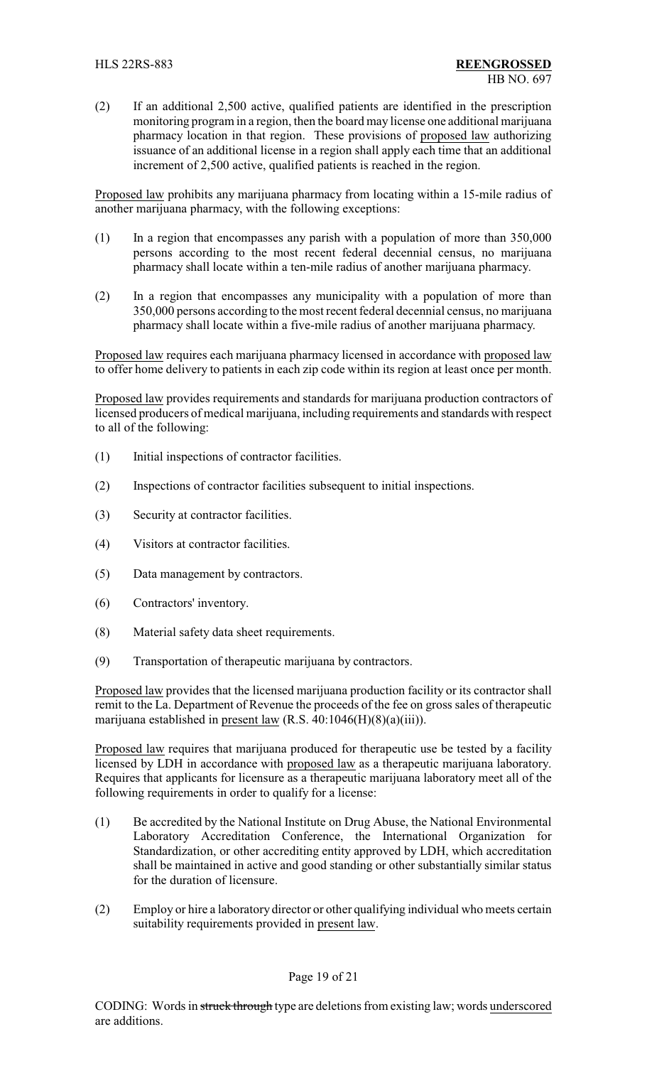(2) If an additional 2,500 active, qualified patients are identified in the prescription monitoring program in a region, then the board may license one additional marijuana pharmacy location in that region. These provisions of proposed law authorizing issuance of an additional license in a region shall apply each time that an additional increment of 2,500 active, qualified patients is reached in the region.

Proposed law prohibits any marijuana pharmacy from locating within a 15-mile radius of another marijuana pharmacy, with the following exceptions:

(1) In a region that encompasses any parish with a population of more than 350,000 persons according to the most recent federal decennial census, no marijuana pharmacy shall locate within a ten-mile radius of another marijuana pharmacy.

(2) In a region that encompasses any municipality with a population of more than 350,000 persons according to the most recent federal decennial census, no marijuana pharmacy shall locate within a five-mile radius of another marijuana pharmacy.

Proposed law requires each marijuana pharmacy licensed in accordance with proposed law to offer home delivery to patients in each zip code within its region at least once per month.

Proposed law provides requirements and standards for marijuana production contractors of licensed producers of medical marijuana, including requirements and standards with respect to all of the following:

(1) Initial inspections of contractor facilities.

(2) Inspections of contractor facilities subsequent to initial inspections.

(3) Security at contractor facilities.

(4) Visitors at contractor facilities.

(5) Data management by contractors.

(6) Contractors' inventory.

(8) Material safety data sheet requirements.

(9) Transportation of therapeutic marijuana by contractors.

Proposed law provides that the licensed marijuana production facility or its contractor shall remit to the La. Department of Revenue the proceeds of the fee on gross sales of therapeutic marijuana established in present law (R.S. 40:1046(H)(8)(a)(iii)).

Proposed law requires that marijuana produced for therapeutic use be tested by a facility licensed by LDH in accordance with proposed law as a therapeutic marijuana laboratory. Requires that applicants for licensure as a therapeutic marijuana laboratory meet all of the following requirements in order to qualify for a license:

(1) Be accredited by the National Institute on Drug Abuse, the National Environmental Laboratory Accreditation Conference, the International Organization for Standardization, or other accrediting entity approved by LDH, which accreditation shall be maintained in active and good standing or other substantially similar status for the duration of licensure.

(2) Employ or hire a laboratory director or other qualifying individual who meets certain suitability requirements provided in present law.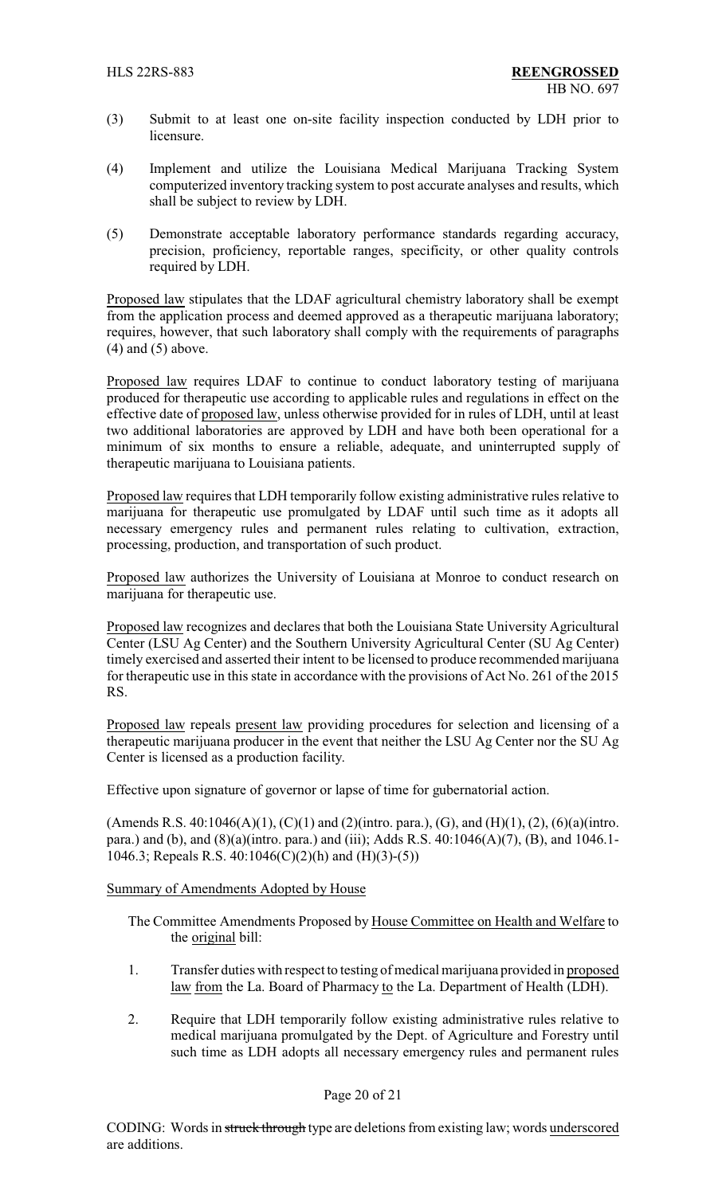(3) Submit to at least one on-site facility inspection conducted by LDH prior to licensure.

(4) Implement and utilize the Louisiana Medical Marijuana Tracking System computerized inventory tracking system to post accurate analyses and results, which shall be subject to review by LDH.

(5) Demonstrate acceptable laboratory performance standards regarding accuracy, precision, proficiency, reportable ranges, specificity, or other quality controls required by LDH.

Proposed law stipulates that the LDAF agricultural chemistry laboratory shall be exempt from the application process and deemed approved as a therapeutic marijuana laboratory; requires, however, that such laboratory shall comply with the requirements of paragraphs (4) and (5) above.

Proposed law requires LDAF to continue to conduct laboratory testing of marijuana produced for therapeutic use according to applicable rules and regulations in effect on the effective date of proposed law, unless otherwise provided for in rules of LDH, until at least two additional laboratories are approved by LDH and have both been operational for a minimum of six months to ensure a reliable, adequate, and uninterrupted supply of therapeutic marijuana to Louisiana patients.

Proposed law requires that LDH temporarily follow existing administrative rules relative to marijuana for therapeutic use promulgated by LDAF until such time as it adopts all necessary emergency rules and permanent rules relating to cultivation, extraction, processing, production, and transportation of such product.

Proposed law authorizes the University of Louisiana at Monroe to conduct research on marijuana for therapeutic use.

Proposed law recognizes and declares that both the Louisiana State University Agricultural Center (LSU Ag Center) and the Southern University Agricultural Center (SU Ag Center) timely exercised and asserted their intent to be licensed to produce recommended marijuana for therapeutic use in this state in accordance with the provisions of Act No. 261 of the 2015 RS.

Proposed law repeals present law providing procedures for selection and licensing of a therapeutic marijuana producer in the event that neither the LSU Ag Center nor the SU Ag Center is licensed as a production facility.

Effective upon signature of governor or lapse of time for gubernatorial action.

(Amends R.S. 40:1046(A)(1), (C)(1) and (2)(intro. para.), (G), and (H)(1), (2), (6)(a)(intro. para.) and (b), and (8)(a)(intro. para.) and (iii); Adds R.S. 40:1046(A)(7), (B), and 1046.1-1046.3; Repeals R.S. 40:1046(C)(2)(h) and (H)(3)-(5))

Summary of Amendments Adopted by House

The Committee Amendments Proposed by House Committee on Health and Welfare to the original bill:

1. Transfer duties with respect to testing of medical marijuana provided in proposed law from the La. Board of Pharmacy to the La. Department of Health (LDH).

2. Require that LDH temporarily follow existing administrative rules relative to medical marijuana promulgated by the Dept. of Agriculture and Forestry until such time as LDH adopts all necessary emergency rules and permanent rules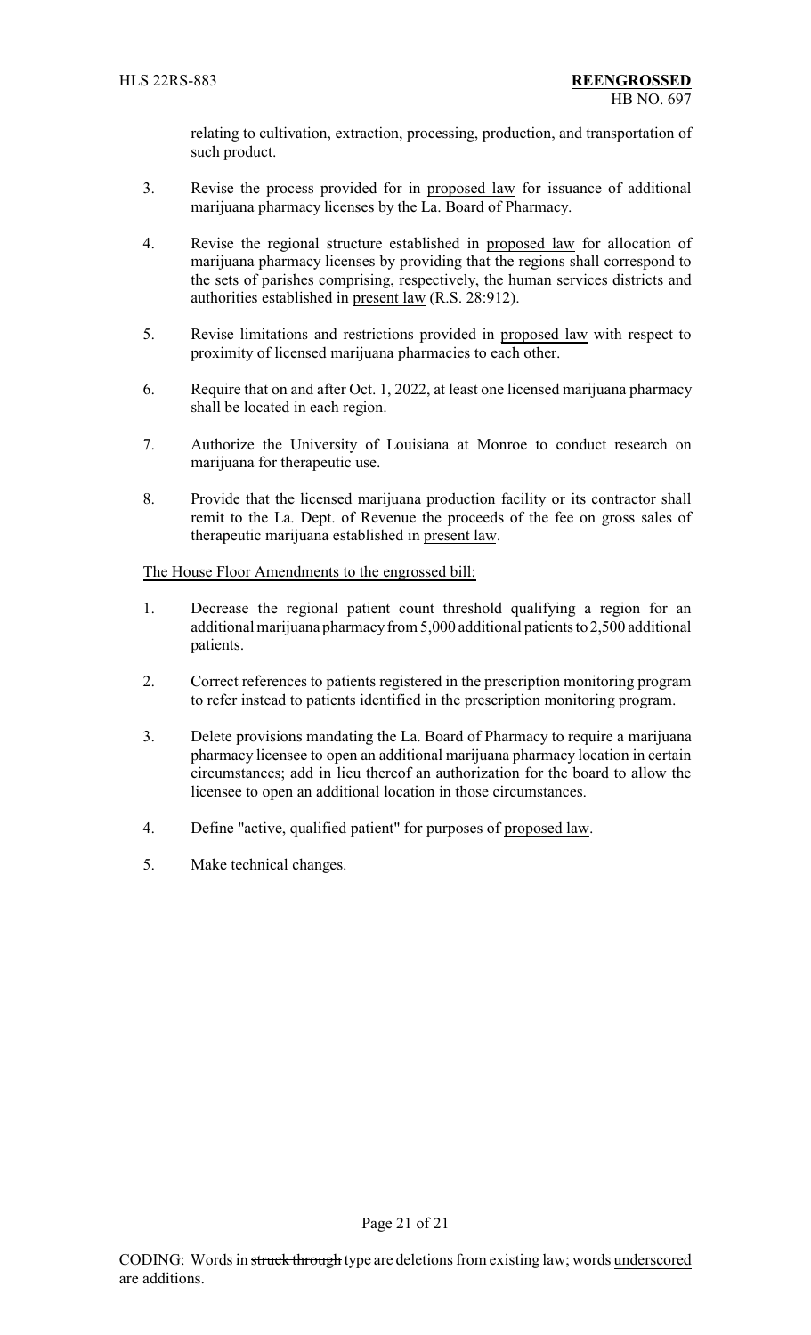relating to cultivation, extraction, processing, production, and transportation of such product.

3. Revise the process provided for in proposed law for issuance of additional marijuana pharmacy licenses by the La. Board of Pharmacy.

4. Revise the regional structure established in proposed law for allocation of marijuana pharmacy licenses by providing that the regions shall correspond to the sets of parishes comprising, respectively, the human services districts and authorities established in present law (R.S. 28:912).

5. Revise limitations and restrictions provided in proposed law with respect to proximity of licensed marijuana pharmacies to each other.

6. Require that on and after Oct. 1, 2022, at least one licensed marijuana pharmacy shall be located in each region.

7. Authorize the University of Louisiana at Monroe to conduct research on marijuana for therapeutic use.

8. Provide that the licensed marijuana production facility or its contractor shall remit to the La. Dept. of Revenue the proceeds of the fee on gross sales of therapeutic marijuana established in present law.

The House Floor Amendments to the engrossed bill:

1. Decrease the regional patient count threshold qualifying a region for an additional marijuana pharmacy from 5,000 additional patients to 2,500 additional patients.

2. Correct references to patients registered in the prescription monitoring program to refer instead to patients identified in the prescription monitoring program.

3. Delete provisions mandating the La. Board of Pharmacy to require a marijuana pharmacy licensee to open an additional marijuana pharmacy location in certain circumstances; add in lieu thereof an authorization for the board to allow the licensee to open an additional location in those circumstances.

4. Define "active, qualified patient" for purposes of proposed law.

5. Make technical changes.